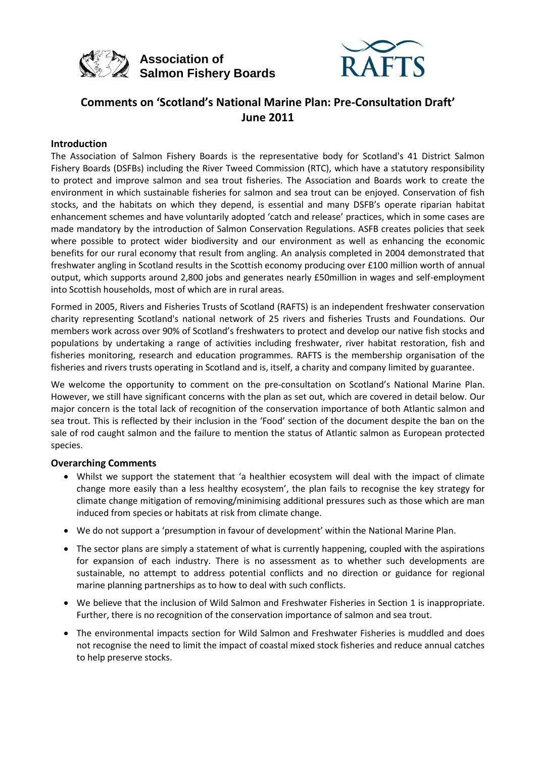Association of Salmon Fishery Boards

RAFTS

# Comments on 'Scotland's National Marine Plan: Pre-Consultation Draft' June 2011

## Introduction

The Association of Salmon Fishery Boards is the representative body for Scotland's 41 District Salmon Fishery Boards (DSFBs) including the River Tweed Commission (RTC), which have a statutory responsibility to protect and improve salmon and sea trout fisheries. The Association and Boards work to create the environment in which sustainable fisheries for salmon and sea trout can be enjoyed. Conservation of fish stocks, and the habitats on which they depend, is essential and many DSFB's operate riparian habitat enhancement schemes and have voluntarily adopted 'catch and release' practices, which in some cases are made mandatory by the introduction of Salmon Conservation Regulations. ASFB creates policies that seek where possible to protect wider biodiversity and our environment as well as enhancing the economic benefits for our rural economy that result from angling. An analysis completed in 2004 demonstrated that freshwater angling in Scotland results in the Scottish economy producing over £100 million worth of annual output, which supports around 2,800 jobs and generates nearly £50million in wages and self-employment into Scottish households, most of which are in rural areas.

Formed in 2005, Rivers and Fisheries Trusts of Scotland (RAFTS) is an independent freshwater conservation charity representing Scotland's national network of 25 rivers and fisheries Trusts and Foundations. Our members work across over 90% of Scotland's freshwaters to protect and develop our native fish stocks and populations by undertaking a range of activities including freshwater, river habitat restoration, fish and fisheries monitoring, research and education programmes. RAFTS is the membership organisation of the fisheries and rivers trusts operating in Scotland and is, itself, a charity and company limited by guarantee.

We welcome the opportunity to comment on the pre-consultation on Scotland's National Marine Plan. However, we still have significant concerns with the plan as set out, which are covered in detail below. Our major concern is the total lack of recognition of the conservation importance of both Atlantic salmon and sea trout. This is reflected by their inclusion in the 'Food' section of the document despite the ban on the sale of rod caught salmon and the failure to mention the status of Atlantic salmon as European protected species.

## Overarching Comments

- Whilst we support the statement that 'a healthier ecosystem will deal with the impact of climate change more easily than a less healthy ecosystem', the plan fails to recognise the key strategy for climate change mitigation of removing/minimising additional pressures such as those which are man induced from species or habitats at risk from climate change.
- We do not support a 'presumption in favour of development' within the National Marine Plan.
- The sector plans are simply a statement of what is currently happening, coupled with the aspirations for expansion of each industry. There is no assessment as to whether such developments are sustainable, no attempt to address potential conflicts and no direction or guidance for regional marine planning partnerships as to how to deal with such conflicts.
- We believe that the inclusion of Wild Salmon and Freshwater Fisheries in Section 1 is inappropriate. Further, there is no recognition of the conservation importance of salmon and sea trout.
- The environmental impacts section for Wild Salmon and Freshwater Fisheries is muddled and does not recognise the need to limit the impact of coastal mixed stock fisheries and reduce annual catches to help preserve stocks.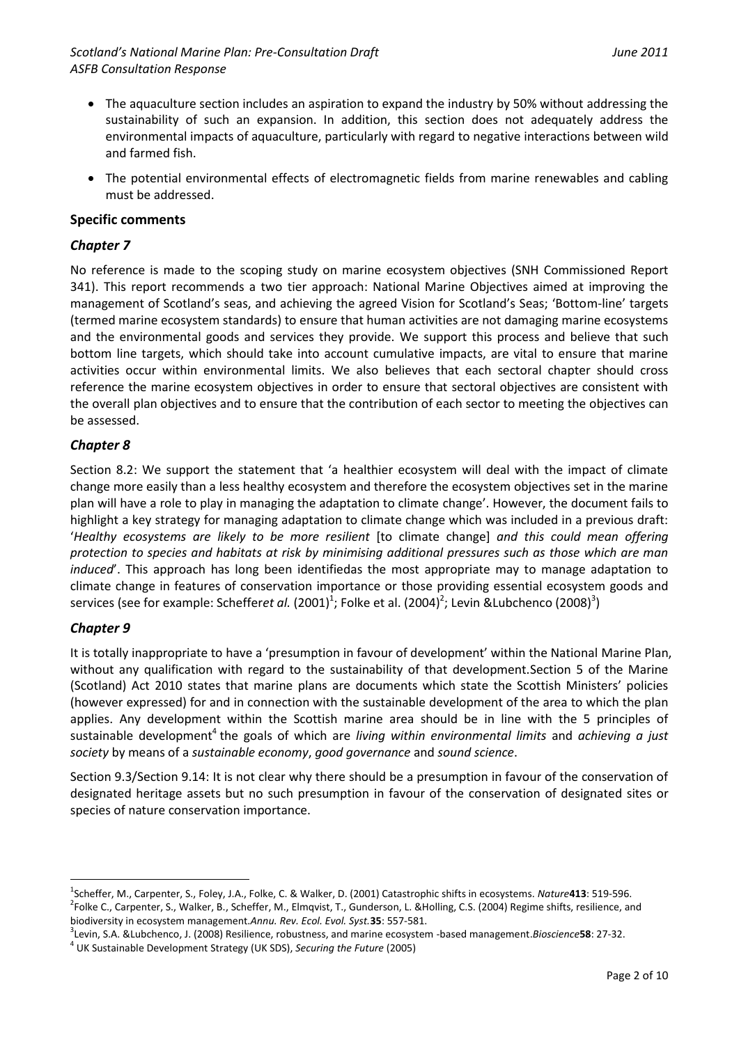- The aquaculture section includes an aspiration to expand the industry by 50% without addressing the sustainability of such an expansion. In addition, this section does not adequately address the environmental impacts of aquaculture, particularly with regard to negative interactions between wild and farmed fish.
- The potential environmental effects of electromagnetic fields from marine renewables and cabling must be addressed.

## Specific comments

### *Chapter 7*

No reference is made to the scoping study on marine ecosystem objectives (SNH Commissioned Report 341). This report recommends a two tier approach: National Marine Objectives aimed at improving the management of Scotland's seas, and achieving the agreed Vision for Scotland's Seas; 'Bottom-line' targets (termed marine ecosystem standards) to ensure that human activities are not damaging marine ecosystems and the environmental goods and services they provide. We support this process and believe that such bottom line targets, which should take into account cumulative impacts, are vital to ensure that marine activities occur within environmental limits. We also believes that each sectoral chapter should cross reference the marine ecosystem objectives in order to ensure that sectoral objectives are consistent with the overall plan objectives and to ensure that the contribution of each sector to meeting the objectives can be assessed.

### *Chapter 8*

Section 8.2: We support the statement that 'a healthier ecosystem will deal with the impact of climate change more easily than a less healthy ecosystem and therefore the ecosystem objectives set in the marine plan will have a role to play in managing the adaptation to climate change'. However, the document fails to highlight a key strategy for managing adaptation to climate change which was included in a previous draft: '*Healthy ecosystems are likely to be more resilient* [to climate change] *and this could mean offering protection to species and habitats at risk by minimising additional pressures such as those which are man induced*'. This approach has long been identifiedas the most appropriate may to manage adaptation to climate change in features of conservation importance or those providing essential ecosystem goods and services (see for example: Scheffer*et al.* (2001)[1]; Folke et al. (2004)[2]; Levin &Lubchenco (2008)[3])

### *Chapter 9*

It is totally inappropriate to have a 'presumption in favour of development' within the National Marine Plan, without any qualification with regard to the sustainability of that development.Section 5 of the Marine (Scotland) Act 2010 states that marine plans are documents which state the Scottish Ministers' policies (however expressed) for and in connection with the sustainable development of the area to which the plan applies. Any development within the Scottish marine area should be in line with the 5 principles of sustainable development[4] the goals of which are *living within environmental limits* and *achieving a just society* by means of a *sustainable economy*, *good governance* and *sound science*.

Section 9.3/Section 9.14: It is not clear why there should be a presumption in favour of the conservation of designated heritage assets but no such presumption in favour of the conservation of designated sites or species of nature conservation importance.

---

[1] Scheffer, M., Carpenter, S., Foley, J.A., Folke, C. & Walker, D. (2001) Catastrophic shifts in ecosystems. *Nature***413**: 519-596.

[2] Folke C., Carpenter, S., Walker, B., Scheffer, M., Elmqvist, T., Gunderson, L. &Holling, C.S. (2004) Regime shifts, resilience, and biodiversity in ecosystem management.*Annu. Rev. Ecol. Evol. Syst.***35**: 557-581.

[3] Levin, S.A. &Lubchenco, J. (2008) Resilience, robustness, and marine ecosystem -based management.*Bioscience***58**: 27-32.

[4] UK Sustainable Development Strategy (UK SDS), *Securing the Future* (2005)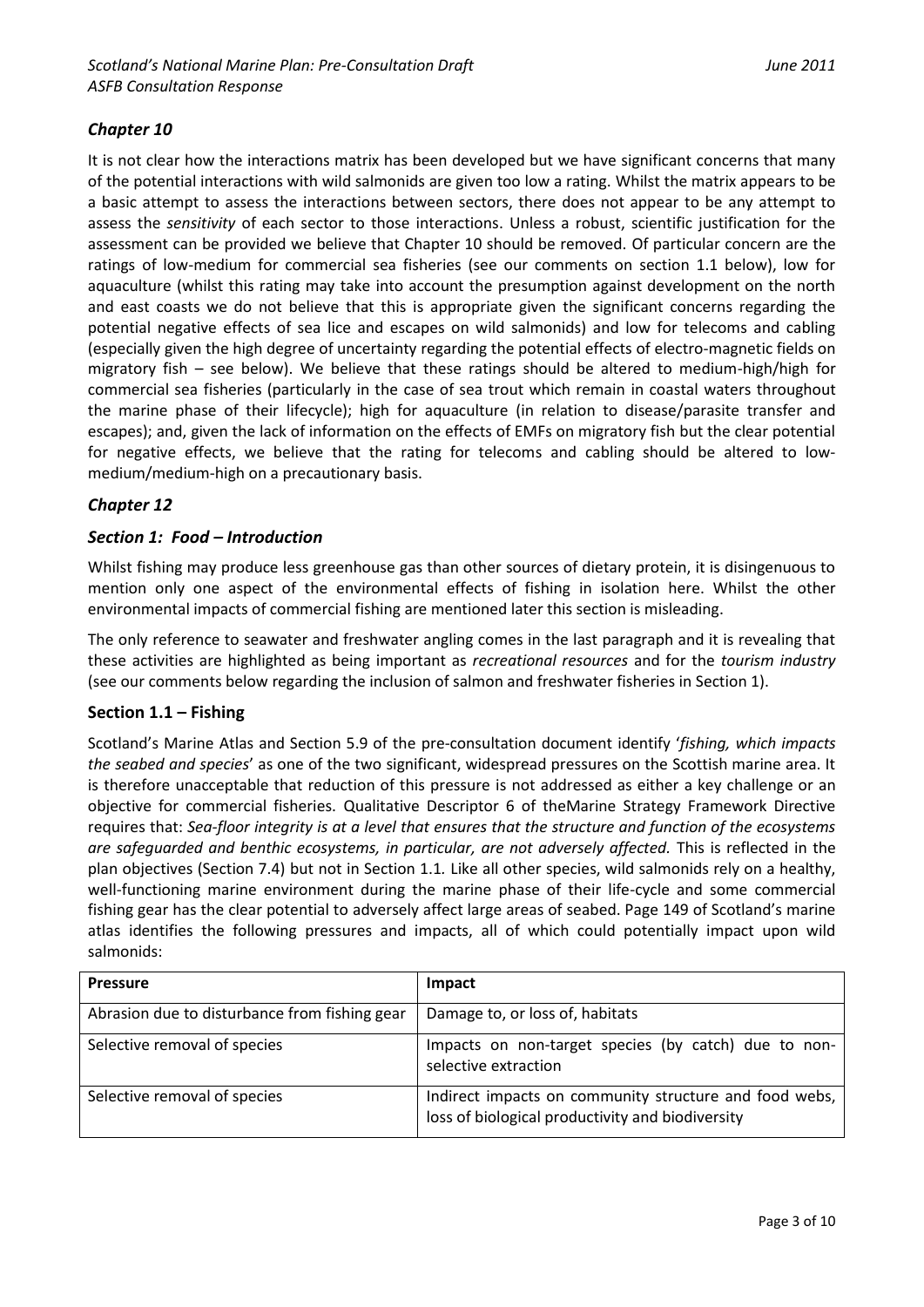## *Chapter 10*

It is not clear how the interactions matrix has been developed but we have significant concerns that many of the potential interactions with wild salmonids are given too low a rating. Whilst the matrix appears to be a basic attempt to assess the interactions between sectors, there does not appear to be any attempt to assess the *sensitivity* of each sector to those interactions. Unless a robust, scientific justification for the assessment can be provided we believe that Chapter 10 should be removed. Of particular concern are the ratings of low-medium for commercial sea fisheries (see our comments on section 1.1 below), low for aquaculture (whilst this rating may take into account the presumption against development on the north and east coasts we do not believe that this is appropriate given the significant concerns regarding the potential negative effects of sea lice and escapes on wild salmonids) and low for telecoms and cabling (especially given the high degree of uncertainty regarding the potential effects of electro-magnetic fields on migratory fish – see below). We believe that these ratings should be altered to medium-high/high for commercial sea fisheries (particularly in the case of sea trout which remain in coastal waters throughout the marine phase of their lifecycle); high for aquaculture (in relation to disease/parasite transfer and escapes); and, given the lack of information on the effects of EMFs on migratory fish but the clear potential for negative effects, we believe that the rating for telecoms and cabling should be altered to low-medium/medium-high on a precautionary basis.

## *Chapter 12*

### *Section 1: Food – Introduction*

Whilst fishing may produce less greenhouse gas than other sources of dietary protein, it is disingenuous to mention only one aspect of the environmental effects of fishing in isolation here. Whilst the other environmental impacts of commercial fishing are mentioned later this section is misleading.

The only reference to seawater and freshwater angling comes in the last paragraph and it is revealing that these activities are highlighted as being important as *recreational resources* and for the *tourism industry* (see our comments below regarding the inclusion of salmon and freshwater fisheries in Section 1).

### **Section 1.1 – Fishing**

Scotland's Marine Atlas and Section 5.9 of the pre-consultation document identify '*fishing, which impacts the seabed and species*' as one of the two significant, widespread pressures on the Scottish marine area. It is therefore unacceptable that reduction of this pressure is not addressed as either a key challenge or an objective for commercial fisheries. Qualitative Descriptor 6 of theMarine Strategy Framework Directive requires that: *Sea-floor integrity is at a level that ensures that the structure and function of the ecosystems are safeguarded and benthic ecosystems, in particular, are not adversely affected.* This is reflected in the plan objectives (Section 7.4) but not in Section 1.1. Like all other species, wild salmonids rely on a healthy, well-functioning marine environment during the marine phase of their life-cycle and some commercial fishing gear has the clear potential to adversely affect large areas of seabed. Page 149 of Scotland's marine atlas identifies the following pressures and impacts, all of which could potentially impact upon wild salmonids:

| **Pressure** | **Impact** |
|---|---|
| Abrasion due to disturbance from fishing gear | Damage to, or loss of, habitats |
| Selective removal of species | Impacts on non-target species (by catch) due to non-selective extraction |
| Selective removal of species | Indirect impacts on community structure and food webs, loss of biological productivity and biodiversity |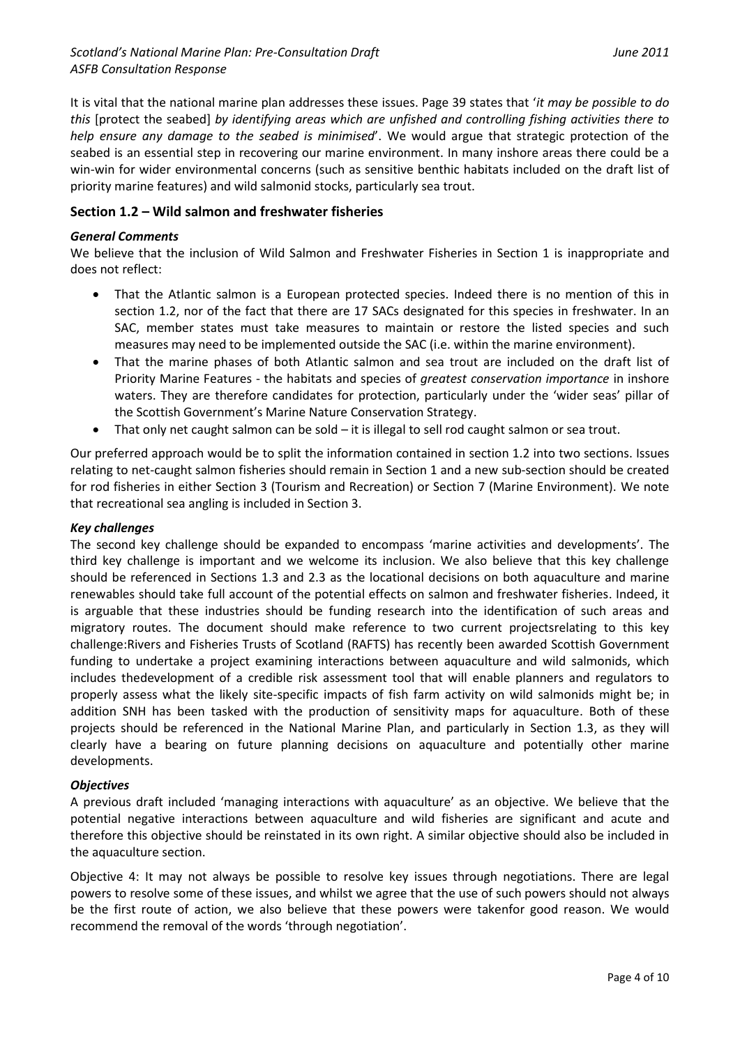It is vital that the national marine plan addresses these issues. Page 39 states that '*it may be possible to do this* [protect the seabed] *by identifying areas which are unfished and controlling fishing activities there to help ensure any damage to the seabed is minimised*'. We would argue that strategic protection of the seabed is an essential step in recovering our marine environment. In many inshore areas there could be a win-win for wider environmental concerns (such as sensitive benthic habitats included on the draft list of priority marine features) and wild salmonid stocks, particularly sea trout.

## Section 1.2 – Wild salmon and freshwater fisheries

### *General Comments*

We believe that the inclusion of Wild Salmon and Freshwater Fisheries in Section 1 is inappropriate and does not reflect:

- That the Atlantic salmon is a European protected species. Indeed there is no mention of this in section 1.2, nor of the fact that there are 17 SACs designated for this species in freshwater. In an SAC, member states must take measures to maintain or restore the listed species and such measures may need to be implemented outside the SAC (i.e. within the marine environment).
- That the marine phases of both Atlantic salmon and sea trout are included on the draft list of Priority Marine Features - the habitats and species of *greatest conservation importance* in inshore waters. They are therefore candidates for protection, particularly under the 'wider seas' pillar of the Scottish Government's Marine Nature Conservation Strategy.
- That only net caught salmon can be sold – it is illegal to sell rod caught salmon or sea trout.

Our preferred approach would be to split the information contained in section 1.2 into two sections. Issues relating to net-caught salmon fisheries should remain in Section 1 and a new sub-section should be created for rod fisheries in either Section 3 (Tourism and Recreation) or Section 7 (Marine Environment). We note that recreational sea angling is included in Section 3.

### *Key challenges*

The second key challenge should be expanded to encompass 'marine activities and developments'. The third key challenge is important and we welcome its inclusion. We also believe that this key challenge should be referenced in Sections 1.3 and 2.3 as the locational decisions on both aquaculture and marine renewables should take full account of the potential effects on salmon and freshwater fisheries. Indeed, it is arguable that these industries should be funding research into the identification of such areas and migratory routes. The document should make reference to two current projectsrelating to this key challenge:Rivers and Fisheries Trusts of Scotland (RAFTS) has recently been awarded Scottish Government funding to undertake a project examining interactions between aquaculture and wild salmonids, which includes thedevelopment of a credible risk assessment tool that will enable planners and regulators to properly assess what the likely site-specific impacts of fish farm activity on wild salmonids might be; in addition SNH has been tasked with the production of sensitivity maps for aquaculture. Both of these projects should be referenced in the National Marine Plan, and particularly in Section 1.3, as they will clearly have a bearing on future planning decisions on aquaculture and potentially other marine developments.

### *Objectives*

A previous draft included 'managing interactions with aquaculture' as an objective. We believe that the potential negative interactions between aquaculture and wild fisheries are significant and acute and therefore this objective should be reinstated in its own right. A similar objective should also be included in the aquaculture section.

Objective 4: It may not always be possible to resolve key issues through negotiations. There are legal powers to resolve some of these issues, and whilst we agree that the use of such powers should not always be the first route of action, we also believe that these powers were takenfor good reason. We would recommend the removal of the words 'through negotiation'.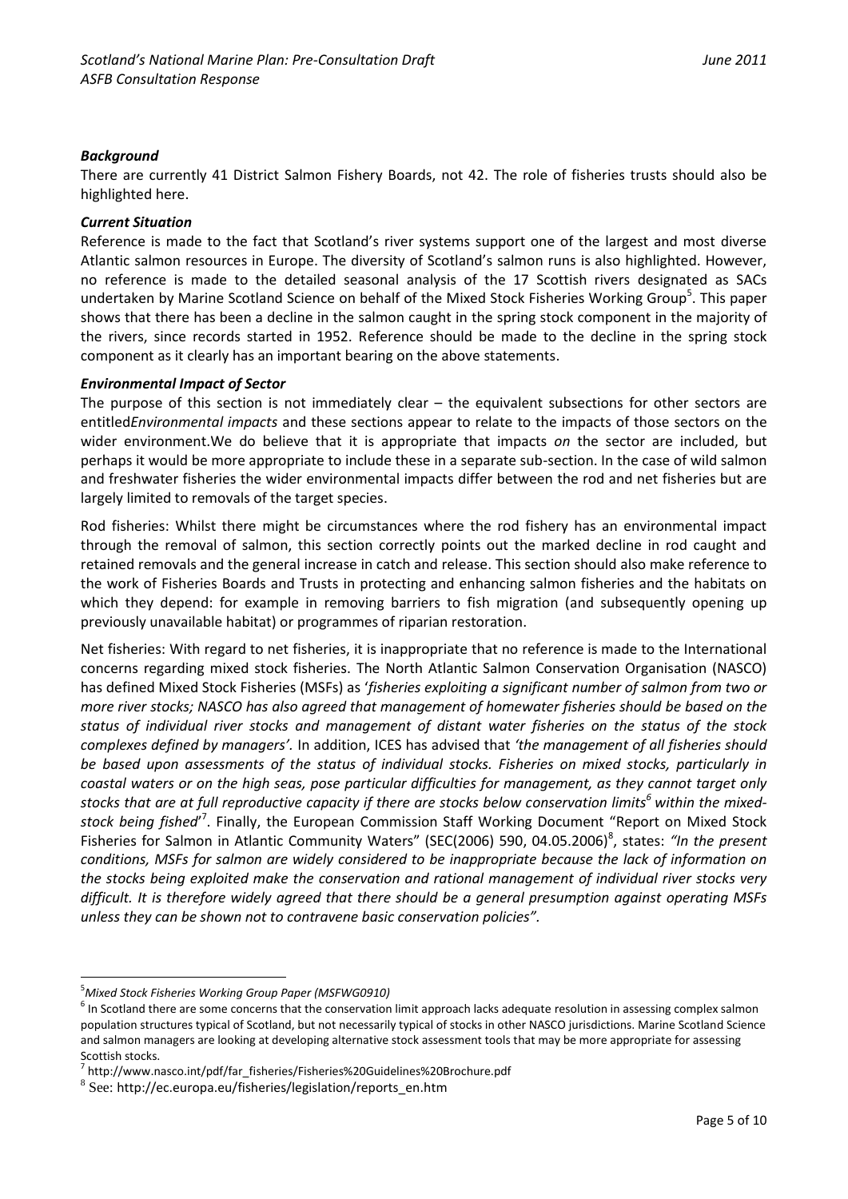***Background***

There are currently 41 District Salmon Fishery Boards, not 42. The role of fisheries trusts should also be highlighted here.

***Current Situation***

Reference is made to the fact that Scotland's river systems support one of the largest and most diverse Atlantic salmon resources in Europe. The diversity of Scotland's salmon runs is also highlighted. However, no reference is made to the detailed seasonal analysis of the 17 Scottish rivers designated as SACs undertaken by Marine Scotland Science on behalf of the Mixed Stock Fisheries Working Group[5]. This paper shows that there has been a decline in the salmon caught in the spring stock component in the majority of the rivers, since records started in 1952. Reference should be made to the decline in the spring stock component as it clearly has an important bearing on the above statements.

***Environmental Impact of Sector***

The purpose of this section is not immediately clear – the equivalent subsections for other sectors are entitled*Environmental impacts* and these sections appear to relate to the impacts of those sectors on the wider environment.We do believe that it is appropriate that impacts *on* the sector are included, but perhaps it would be more appropriate to include these in a separate sub-section. In the case of wild salmon and freshwater fisheries the wider environmental impacts differ between the rod and net fisheries but are largely limited to removals of the target species.

Rod fisheries: Whilst there might be circumstances where the rod fishery has an environmental impact through the removal of salmon, this section correctly points out the marked decline in rod caught and retained removals and the general increase in catch and release. This section should also make reference to the work of Fisheries Boards and Trusts in protecting and enhancing salmon fisheries and the habitats on which they depend: for example in removing barriers to fish migration (and subsequently opening up previously unavailable habitat) or programmes of riparian restoration.

Net fisheries: With regard to net fisheries, it is inappropriate that no reference is made to the International concerns regarding mixed stock fisheries. The North Atlantic Salmon Conservation Organisation (NASCO) has defined Mixed Stock Fisheries (MSFs) as '*fisheries exploiting a significant number of salmon from two or more river stocks; NASCO has also agreed that management of homewater fisheries should be based on the status of individual river stocks and management of distant water fisheries on the status of the stock complexes defined by managers'.* In addition, ICES has advised that *'the management of all fisheries should be based upon assessments of the status of individual stocks. Fisheries on mixed stocks, particularly in coastal waters or on the high seas, pose particular difficulties for management, as they cannot target only stocks that are at full reproductive capacity if there are stocks below conservation limits*[6] *within the mixed-stock being fished*'[7]. Finally, the European Commission Staff Working Document "Report on Mixed Stock Fisheries for Salmon in Atlantic Community Waters" (SEC(2006) 590, 04.05.2006)[8], states: *"In the present conditions, MSFs for salmon are widely considered to be inappropriate because the lack of information on the stocks being exploited make the conservation and rational management of individual river stocks very difficult. It is therefore widely agreed that there should be a general presumption against operating MSFs unless they can be shown not to contravene basic conservation policies".*

---

[5] *Mixed Stock Fisheries Working Group Paper (MSFWG0910)*

[6] In Scotland there are some concerns that the conservation limit approach lacks adequate resolution in assessing complex salmon population structures typical of Scotland, but not necessarily typical of stocks in other NASCO jurisdictions. Marine Scotland Science and salmon managers are looking at developing alternative stock assessment tools that may be more appropriate for assessing Scottish stocks.

[7] http://www.nasco.int/pdf/far_fisheries/Fisheries%20Guidelines%20Brochure.pdf

[8] See: http://ec.europa.eu/fisheries/legislation/reports_en.htm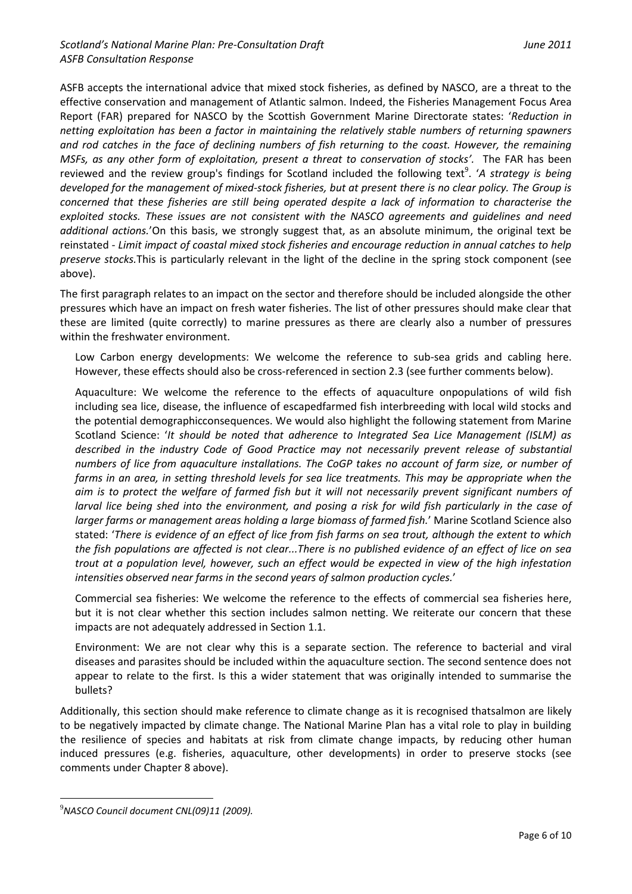ASFB accepts the international advice that mixed stock fisheries, as defined by NASCO, are a threat to the effective conservation and management of Atlantic salmon. Indeed, the Fisheries Management Focus Area Report (FAR) prepared for NASCO by the Scottish Government Marine Directorate states: '*Reduction in netting exploitation has been a factor in maintaining the relatively stable numbers of returning spawners and rod catches in the face of declining numbers of fish returning to the coast. However, the remaining MSFs, as any other form of exploitation, present a threat to conservation of stocks'.* The FAR has been reviewed and the review group's findings for Scotland included the following text[9]. '*A strategy is being developed for the management of mixed-stock fisheries, but at present there is no clear policy. The Group is concerned that these fisheries are still being operated despite a lack of information to characterise the exploited stocks. These issues are not consistent with the NASCO agreements and guidelines and need additional actions.*'On this basis, we strongly suggest that, as an absolute minimum, the original text be reinstated - *Limit impact of coastal mixed stock fisheries and encourage reduction in annual catches to help preserve stocks.*This is particularly relevant in the light of the decline in the spring stock component (see above).

The first paragraph relates to an impact on the sector and therefore should be included alongside the other pressures which have an impact on fresh water fisheries. The list of other pressures should make clear that these are limited (quite correctly) to marine pressures as there are clearly also a number of pressures within the freshwater environment.

Low Carbon energy developments: We welcome the reference to sub-sea grids and cabling here. However, these effects should also be cross-referenced in section 2.3 (see further comments below).

Aquaculture: We welcome the reference to the effects of aquaculture onpopulations of wild fish including sea lice, disease, the influence of escapedfarmed fish interbreeding with local wild stocks and the potential demographicconsequences. We would also highlight the following statement from Marine Scotland Science: '*It should be noted that adherence to Integrated Sea Lice Management (ISLM) as described in the industry Code of Good Practice may not necessarily prevent release of substantial numbers of lice from aquaculture installations. The CoGP takes no account of farm size, or number of farms in an area, in setting threshold levels for sea lice treatments. This may be appropriate when the aim is to protect the welfare of farmed fish but it will not necessarily prevent significant numbers of larval lice being shed into the environment, and posing a risk for wild fish particularly in the case of larger farms or management areas holding a large biomass of farmed fish.*' Marine Scotland Science also stated: '*There is evidence of an effect of lice from fish farms on sea trout, although the extent to which the fish populations are affected is not clear...There is no published evidence of an effect of lice on sea trout at a population level, however, such an effect would be expected in view of the high infestation intensities observed near farms in the second years of salmon production cycles.*'

Commercial sea fisheries: We welcome the reference to the effects of commercial sea fisheries here, but it is not clear whether this section includes salmon netting. We reiterate our concern that these impacts are not adequately addressed in Section 1.1.

Environment: We are not clear why this is a separate section. The reference to bacterial and viral diseases and parasites should be included within the aquaculture section. The second sentence does not appear to relate to the first. Is this a wider statement that was originally intended to summarise the bullets?

Additionally, this section should make reference to climate change as it is recognised thatsalmon are likely to be negatively impacted by climate change. The National Marine Plan has a vital role to play in building the resilience of species and habitats at risk from climate change impacts, by reducing other human induced pressures (e.g. fisheries, aquaculture, other developments) in order to preserve stocks (see comments under Chapter 8 above).

---

[9]*NASCO Council document CNL(09)11 (2009).*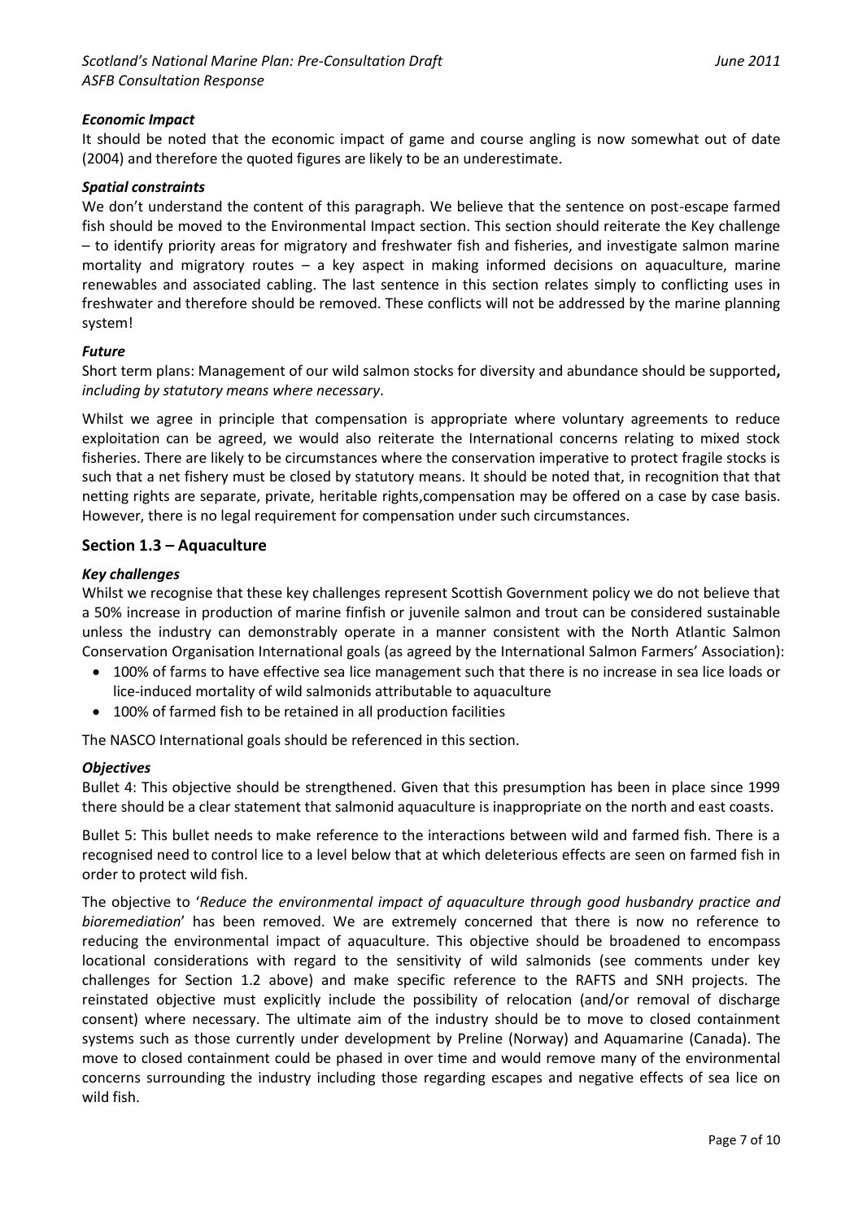### *Economic Impact*

It should be noted that the economic impact of game and course angling is now somewhat out of date (2004) and therefore the quoted figures are likely to be an underestimate.

### *Spatial constraints*

We don't understand the content of this paragraph. We believe that the sentence on post-escape farmed fish should be moved to the Environmental Impact section. This section should reiterate the Key challenge – to identify priority areas for migratory and freshwater fish and fisheries, and investigate salmon marine mortality and migratory routes – a key aspect in making informed decisions on aquaculture, marine renewables and associated cabling. The last sentence in this section relates simply to conflicting uses in freshwater and therefore should be removed. These conflicts will not be addressed by the marine planning system!

### *Future*

Short term plans: Management of our wild salmon stocks for diversity and abundance should be supported**,** *including by statutory means where necessary*.

Whilst we agree in principle that compensation is appropriate where voluntary agreements to reduce exploitation can be agreed, we would also reiterate the International concerns relating to mixed stock fisheries. There are likely to be circumstances where the conservation imperative to protect fragile stocks is such that a net fishery must be closed by statutory means. It should be noted that, in recognition that that netting rights are separate, private, heritable rights,compensation may be offered on a case by case basis. However, there is no legal requirement for compensation under such circumstances.

## Section 1.3 – Aquaculture

### *Key challenges*

Whilst we recognise that these key challenges represent Scottish Government policy we do not believe that a 50% increase in production of marine finfish or juvenile salmon and trout can be considered sustainable unless the industry can demonstrably operate in a manner consistent with the North Atlantic Salmon Conservation Organisation International goals (as agreed by the International Salmon Farmers' Association):

- 100% of farms to have effective sea lice management such that there is no increase in sea lice loads or lice-induced mortality of wild salmonids attributable to aquaculture
- 100% of farmed fish to be retained in all production facilities

The NASCO International goals should be referenced in this section.

### *Objectives*

Bullet 4: This objective should be strengthened. Given that this presumption has been in place since 1999 there should be a clear statement that salmonid aquaculture is inappropriate on the north and east coasts.

Bullet 5: This bullet needs to make reference to the interactions between wild and farmed fish. There is a recognised need to control lice to a level below that at which deleterious effects are seen on farmed fish in order to protect wild fish.

The objective to '*Reduce the environmental impact of aquaculture through good husbandry practice and bioremediation*' has been removed. We are extremely concerned that there is now no reference to reducing the environmental impact of aquaculture. This objective should be broadened to encompass locational considerations with regard to the sensitivity of wild salmonids (see comments under key challenges for Section 1.2 above) and make specific reference to the RAFTS and SNH projects. The reinstated objective must explicitly include the possibility of relocation (and/or removal of discharge consent) where necessary. The ultimate aim of the industry should be to move to closed containment systems such as those currently under development by Preline (Norway) and Aquamarine (Canada). The move to closed containment could be phased in over time and would remove many of the environmental concerns surrounding the industry including those regarding escapes and negative effects of sea lice on wild fish.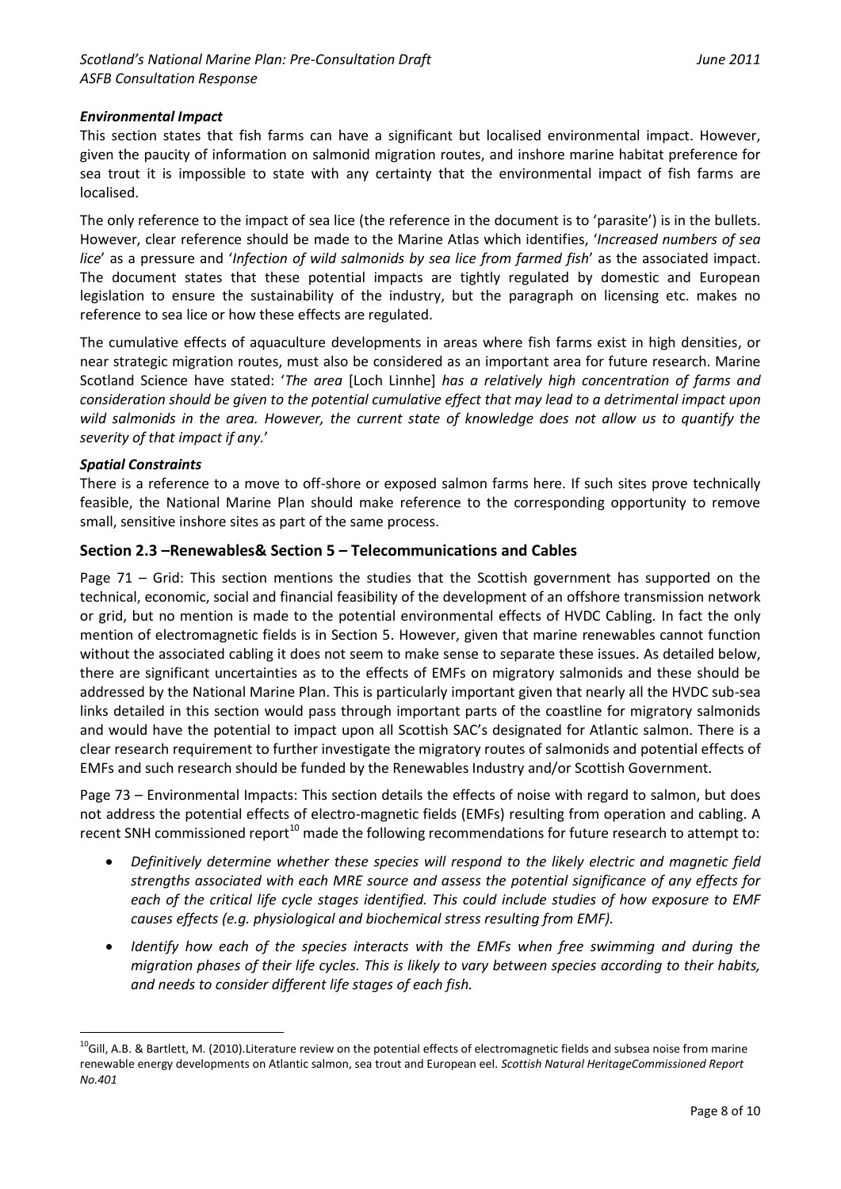### *Environmental Impact*

This section states that fish farms can have a significant but localised environmental impact. However, given the paucity of information on salmonid migration routes, and inshore marine habitat preference for sea trout it is impossible to state with any certainty that the environmental impact of fish farms are localised.

The only reference to the impact of sea lice (the reference in the document is to 'parasite') is in the bullets. However, clear reference should be made to the Marine Atlas which identifies, '*Increased numbers of sea lice*' as a pressure and '*Infection of wild salmonids by sea lice from farmed fish*' as the associated impact. The document states that these potential impacts are tightly regulated by domestic and European legislation to ensure the sustainability of the industry, but the paragraph on licensing etc. makes no reference to sea lice or how these effects are regulated.

The cumulative effects of aquaculture developments in areas where fish farms exist in high densities, or near strategic migration routes, must also be considered as an important area for future research. Marine Scotland Science have stated: '*The area* [Loch Linnhe] *has a relatively high concentration of farms and consideration should be given to the potential cumulative effect that may lead to a detrimental impact upon wild salmonids in the area. However, the current state of knowledge does not allow us to quantify the severity of that impact if any.*'

### *Spatial Constraints*

There is a reference to a move to off-shore or exposed salmon farms here. If such sites prove technically feasible, the National Marine Plan should make reference to the corresponding opportunity to remove small, sensitive inshore sites as part of the same process.

## Section 2.3 –Renewables& Section 5 – Telecommunications and Cables

Page 71 – Grid: This section mentions the studies that the Scottish government has supported on the technical, economic, social and financial feasibility of the development of an offshore transmission network or grid, but no mention is made to the potential environmental effects of HVDC Cabling. In fact the only mention of electromagnetic fields is in Section 5. However, given that marine renewables cannot function without the associated cabling it does not seem to make sense to separate these issues. As detailed below, there are significant uncertainties as to the effects of EMFs on migratory salmonids and these should be addressed by the National Marine Plan. This is particularly important given that nearly all the HVDC sub-sea links detailed in this section would pass through important parts of the coastline for migratory salmonids and would have the potential to impact upon all Scottish SAC's designated for Atlantic salmon. There is a clear research requirement to further investigate the migratory routes of salmonids and potential effects of EMFs and such research should be funded by the Renewables Industry and/or Scottish Government.

Page 73 – Environmental Impacts: This section details the effects of noise with regard to salmon, but does not address the potential effects of electro-magnetic fields (EMFs) resulting from operation and cabling. A recent SNH commissioned report[10] made the following recommendations for future research to attempt to:

- *Definitively determine whether these species will respond to the likely electric and magnetic field strengths associated with each MRE source and assess the potential significance of any effects for each of the critical life cycle stages identified. This could include studies of how exposure to EMF causes effects (e.g. physiological and biochemical stress resulting from EMF).*
- *Identify how each of the species interacts with the EMFs when free swimming and during the migration phases of their life cycles. This is likely to vary between species according to their habits, and needs to consider different life stages of each fish.*

[10]Gill, A.B. & Bartlett, M. (2010).Literature review on the potential effects of electromagnetic fields and subsea noise from marine renewable energy developments on Atlantic salmon, sea trout and European eel. *Scottish Natural HeritageCommissioned Report No.401*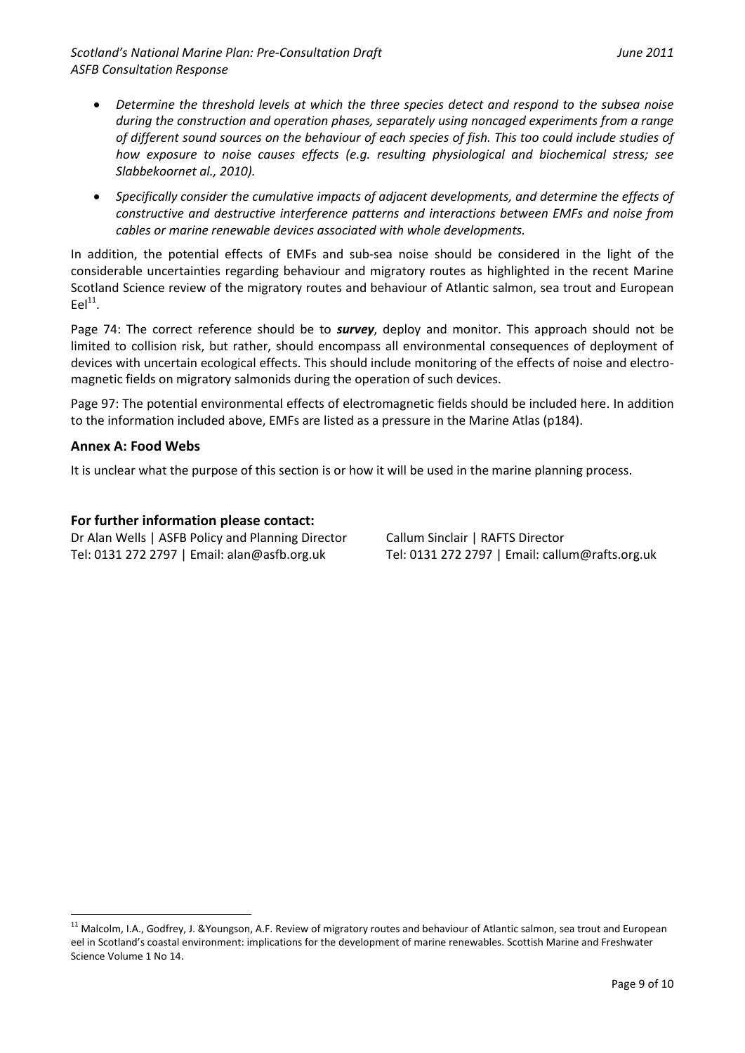- *Determine the threshold levels at which the three species detect and respond to the subsea noise during the construction and operation phases, separately using noncaged experiments from a range of different sound sources on the behaviour of each species of fish. This too could include studies of how exposure to noise causes effects (e.g. resulting physiological and biochemical stress; see Slabbekoornet al., 2010).*
- *Specifically consider the cumulative impacts of adjacent developments, and determine the effects of constructive and destructive interference patterns and interactions between EMFs and noise from cables or marine renewable devices associated with whole developments.*

In addition, the potential effects of EMFs and sub-sea noise should be considered in the light of the considerable uncertainties regarding behaviour and migratory routes as highlighted in the recent Marine Scotland Science review of the migratory routes and behaviour of Atlantic salmon, sea trout and European Eel[11].

Page 74: The correct reference should be to ***survey***, deploy and monitor. This approach should not be limited to collision risk, but rather, should encompass all environmental consequences of deployment of devices with uncertain ecological effects. This should include monitoring of the effects of noise and electro-magnetic fields on migratory salmonids during the operation of such devices.

Page 97: The potential environmental effects of electromagnetic fields should be included here. In addition to the information included above, EMFs are listed as a pressure in the Marine Atlas (p184).

### Annex A: Food Webs

It is unclear what the purpose of this section is or how it will be used in the marine planning process.

### For further information please contact:

Dr Alan Wells | ASFB Policy and Planning Director
Tel: 0131 272 2797 | Email: alan@asfb.org.uk

Callum Sinclair | RAFTS Director
Tel: 0131 272 2797 | Email: callum@rafts.org.uk

---

[11] Malcolm, I.A., Godfrey, J. &Youngson, A.F. Review of migratory routes and behaviour of Atlantic salmon, sea trout and European eel in Scotland's coastal environment: implications for the development of marine renewables. Scottish Marine and Freshwater Science Volume 1 No 14.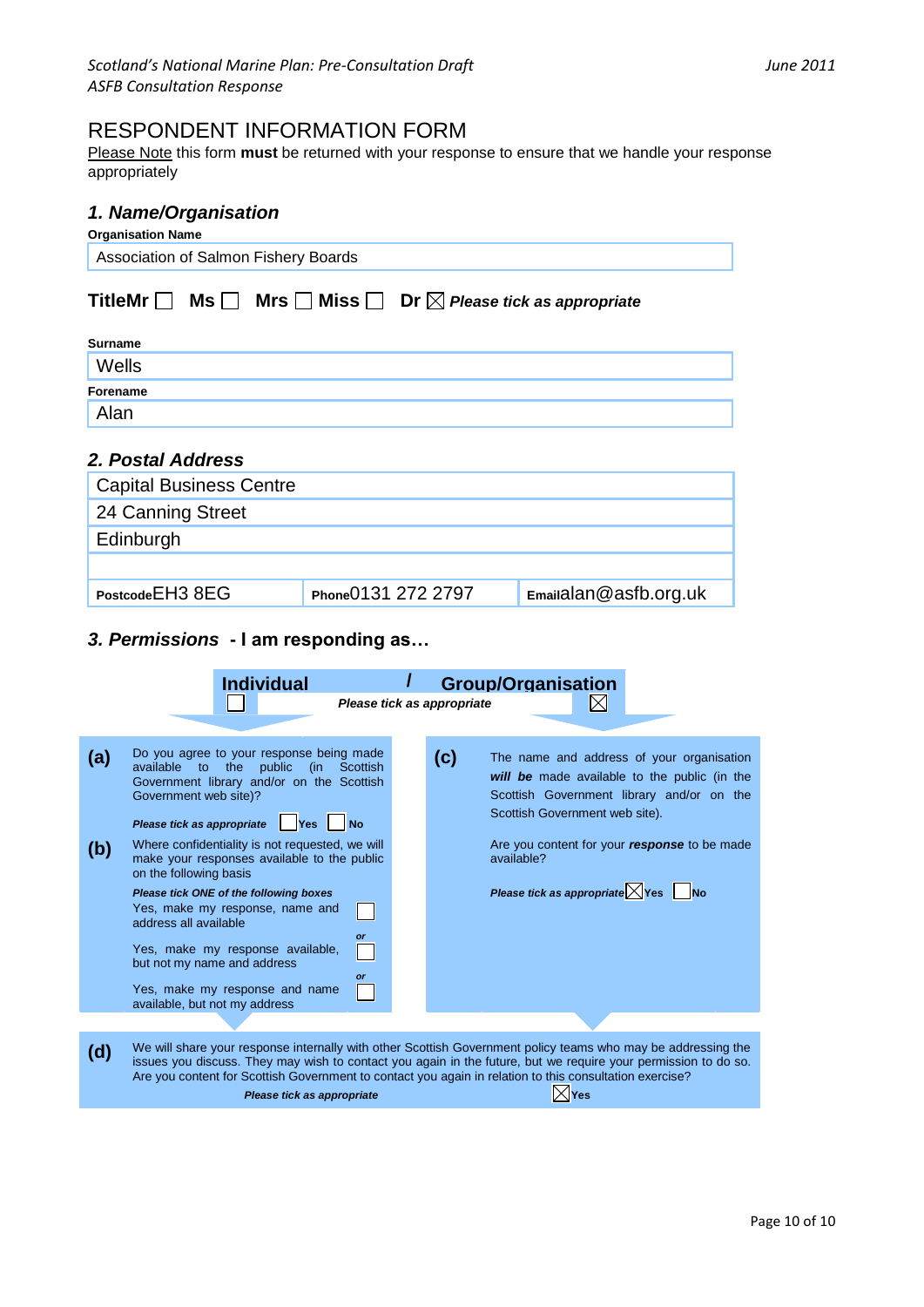# RESPONDENT INFORMATION FORM

Please Note this form **must** be returned with your response to ensure that we handle your response appropriately

## *1. Name/Organisation*

**Organisation Name**

Association of Salmon Fishery Boards

**Title** Mr ☐ Ms ☐ Mrs ☐ Miss ☐ Dr ☒ ***Please tick as appropriate***

**Surname**

Wells

**Forename**

Alan

## *2. Postal Address*

Capital Business Centre
24 Canning Street
Edinburgh

| | | |
|---|---|---|
| **Postcode** EH3 8EG | **Phone** 0131 272 2797 | **Email** alan@asfb.org.uk |

## *3. Permissions* - I am responding as…

**Individual** ☐ / **Group/Organisation** ☒

***Please tick as appropriate***

**(a)** Do you agree to your response being made available to the public (in Scottish Government library and/or on the Scottish Government web site)?

***Please tick as appropriate*** ☐ **Yes** ☐ **No**

**(b)** Where confidentiality is not requested, we will make your responses available to the public on the following basis

***Please tick ONE of the following boxes***

Yes, make my response, name and address all available ☐

*or*

Yes, make my response available, but not my name and address ☐

*or*

Yes, make my response and name available, but not my address ☐

**(c)** The name and address of your organisation ***will be*** made available to the public (in the Scottish Government library and/or on the Scottish Government web site).

Are you content for your ***response*** to be made available?

***Please tick as appropriate*** ☒ **Yes** ☐ **No**

**(d)** We will share your response internally with other Scottish Government policy teams who may be addressing the issues you discuss. They may wish to contact you again in the future, but we require your permission to do so. Are you content for Scottish Government to contact you again in relation to this consultation exercise?

***Please tick as appropriate*** ☒ **Yes**